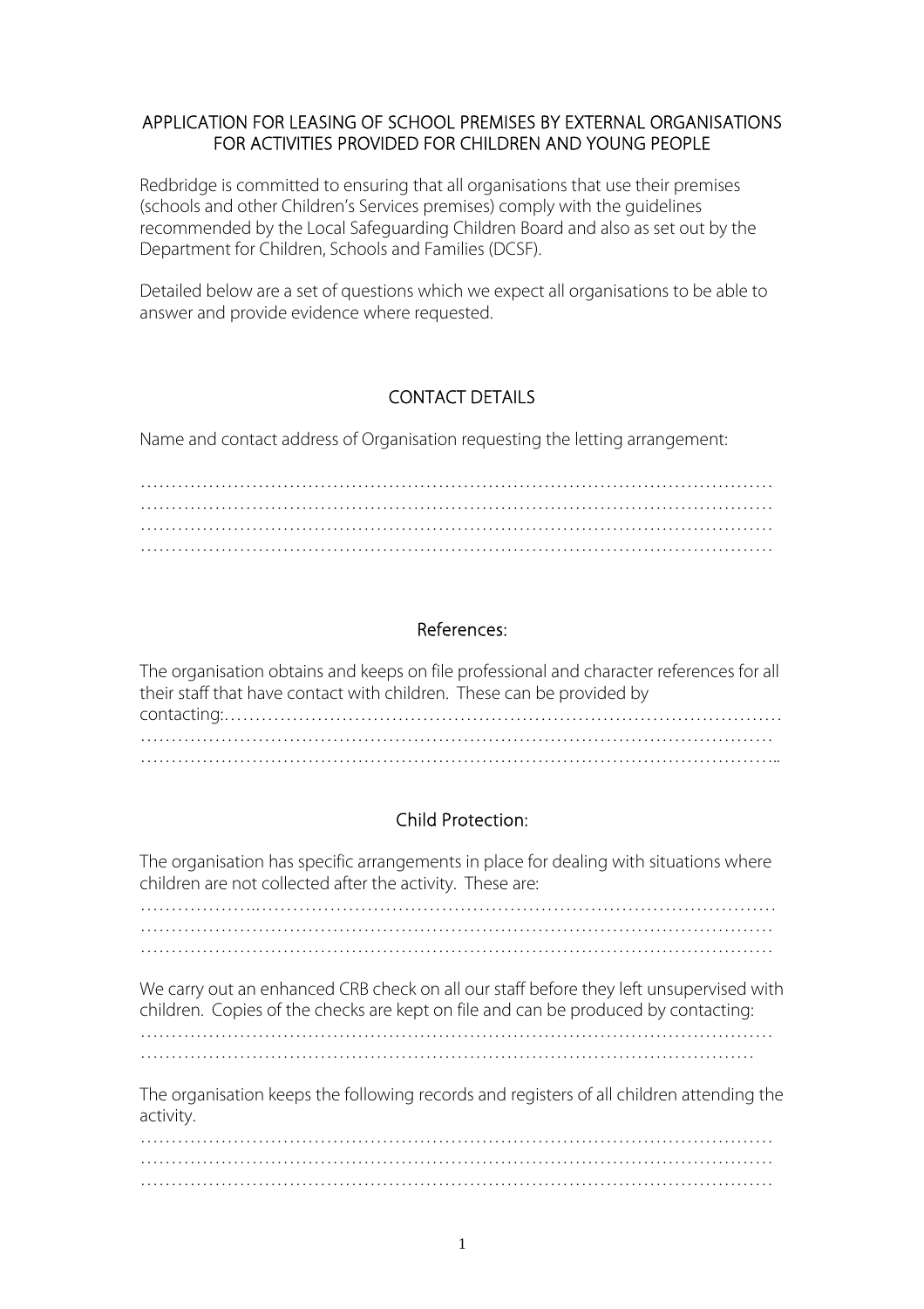# APPLICATION FOR LEASING OF SCHOOL PREMISES BY EXTERNAL ORGANISATIONS FOR ACTIVITIES PROVIDED FOR CHILDREN AND YOUNG PEOPLE

Redbridge is committed to ensuring that all organisations that use their premises (schools and other Children's Services premises) comply with the guidelines recommended by the Local Safeguarding Children Board and also as set out by the Department for Children, Schools and Families (DCSF).

Detailed below are a set of questions which we expect all organisations to be able to answer and provide evidence where requested.

## CONTACT DETAILS

Name and contact address of Organisation requesting the letting arrangement:

……………………………………………………………………………………………
……………………………………………………………………………………………
……………………………………………………………………………………………
……………………………………………………………………………………………

## References:

The organisation obtains and keeps on file professional and character references for all their staff that have contact with children. These can be provided by contacting:………………………………………………………………………………
……………………………………………………………………………………………
……………………………………………………………………………………………..

## Child Protection:

The organisation has specific arrangements in place for dealing with situations where children are not collected after the activity. These are:
………………..……………………………………………………………………………
……………………………………………………………………………………………
……………………………………………………………………………………………

We carry out an enhanced CRB check on all our staff before they left unsupervised with children. Copies of the checks are kept on file and can be produced by contacting:
……………………………………………………………………………………………
…………………………………………………………………………………………

The organisation keeps the following records and registers of all children attending the activity.
……………………………………………………………………………………………
……………………………………………………………………………………………
……………………………………………………………………………………………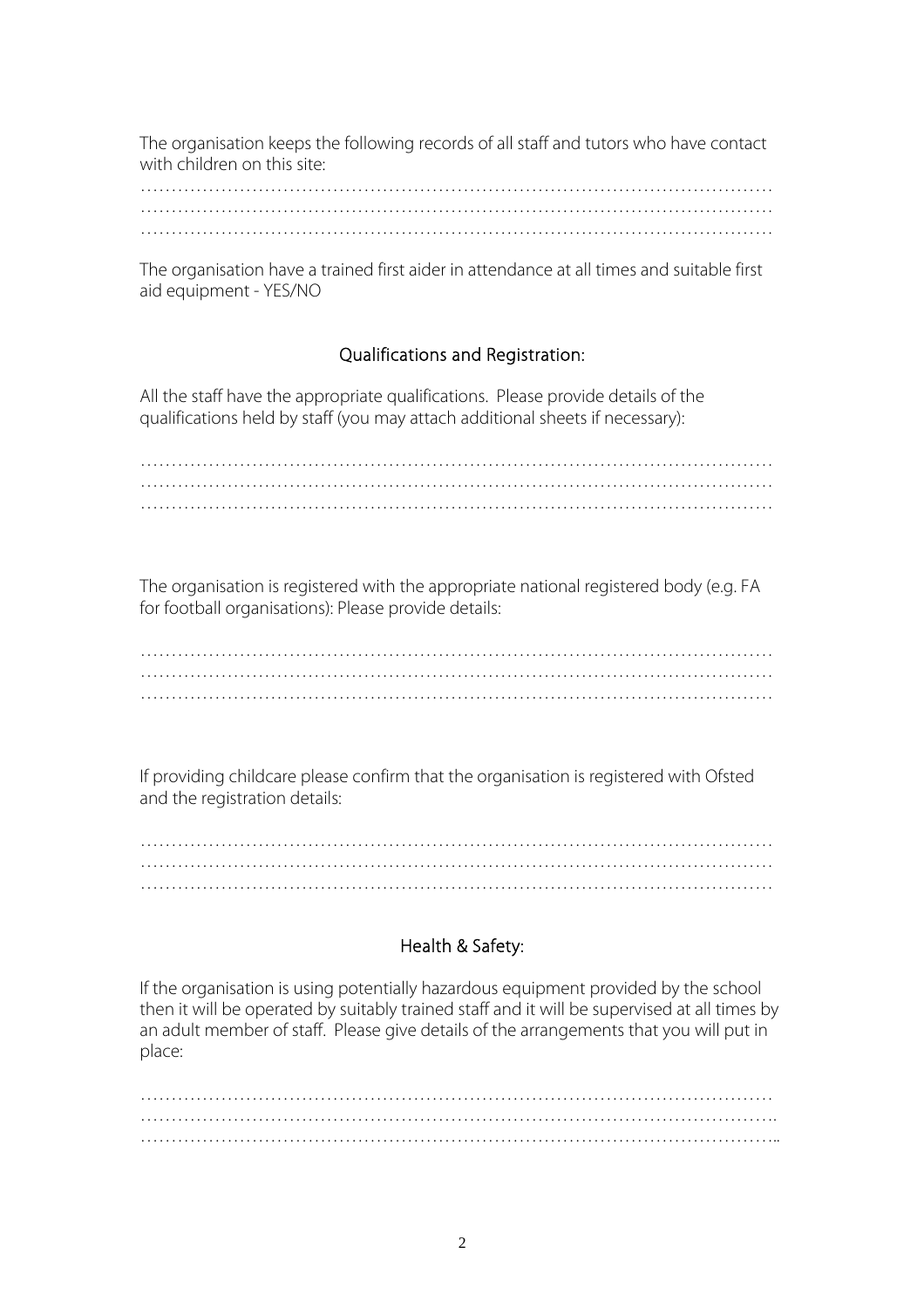The organisation keeps the following records of all staff and tutors who have contact with children on this site:

…………………………………………………………………………………………
…………………………………………………………………………………………
…………………………………………………………………………………………

The organisation have a trained first aider in attendance at all times and suitable first aid equipment - YES/NO

## Qualifications and Registration:

All the staff have the appropriate qualifications. Please provide details of the qualifications held by staff (you may attach additional sheets if necessary):

…………………………………………………………………………………………
…………………………………………………………………………………………
…………………………………………………………………………………………

The organisation is registered with the appropriate national registered body (e.g. FA for football organisations): Please provide details:

…………………………………………………………………………………………
…………………………………………………………………………………………
…………………………………………………………………………………………

If providing childcare please confirm that the organisation is registered with Ofsted and the registration details:

…………………………………………………………………………………………
…………………………………………………………………………………………
…………………………………………………………………………………………

## Health & Safety:

If the organisation is using potentially hazardous equipment provided by the school then it will be operated by suitably trained staff and it will be supervised at all times by an adult member of staff. Please give details of the arrangements that you will put in place:

…………………………………………………………………………………………
…………………………………………………………………………………………..
…………………………………………………………………………………………..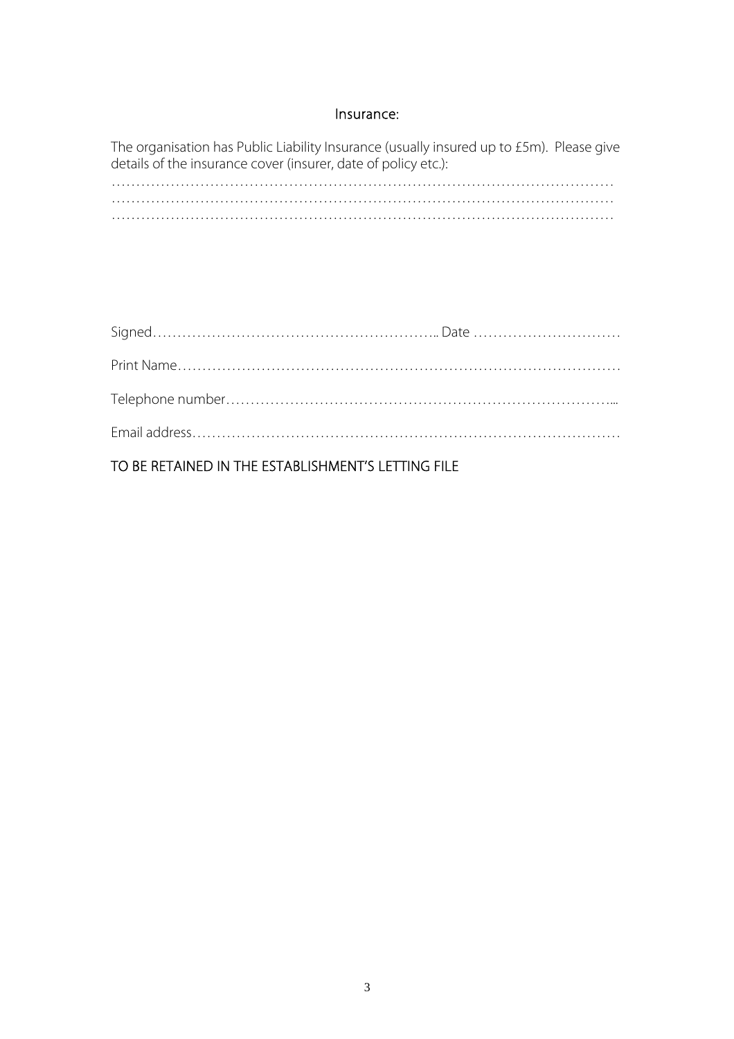## Insurance:

The organisation has Public Liability Insurance (usually insured up to £5m). Please give details of the insurance cover (insurer, date of policy etc.):

…………………………………………………………………………………………
…………………………………………………………………………………………
…………………………………………………………………………………………

Signed………………………………………………….. Date …………………………

Print Name………………………………………………………………………………

Telephone number……………………………………………………………………...

Email address……………………………………………………………………………

TO BE RETAINED IN THE ESTABLISHMENT'S LETTING FILE